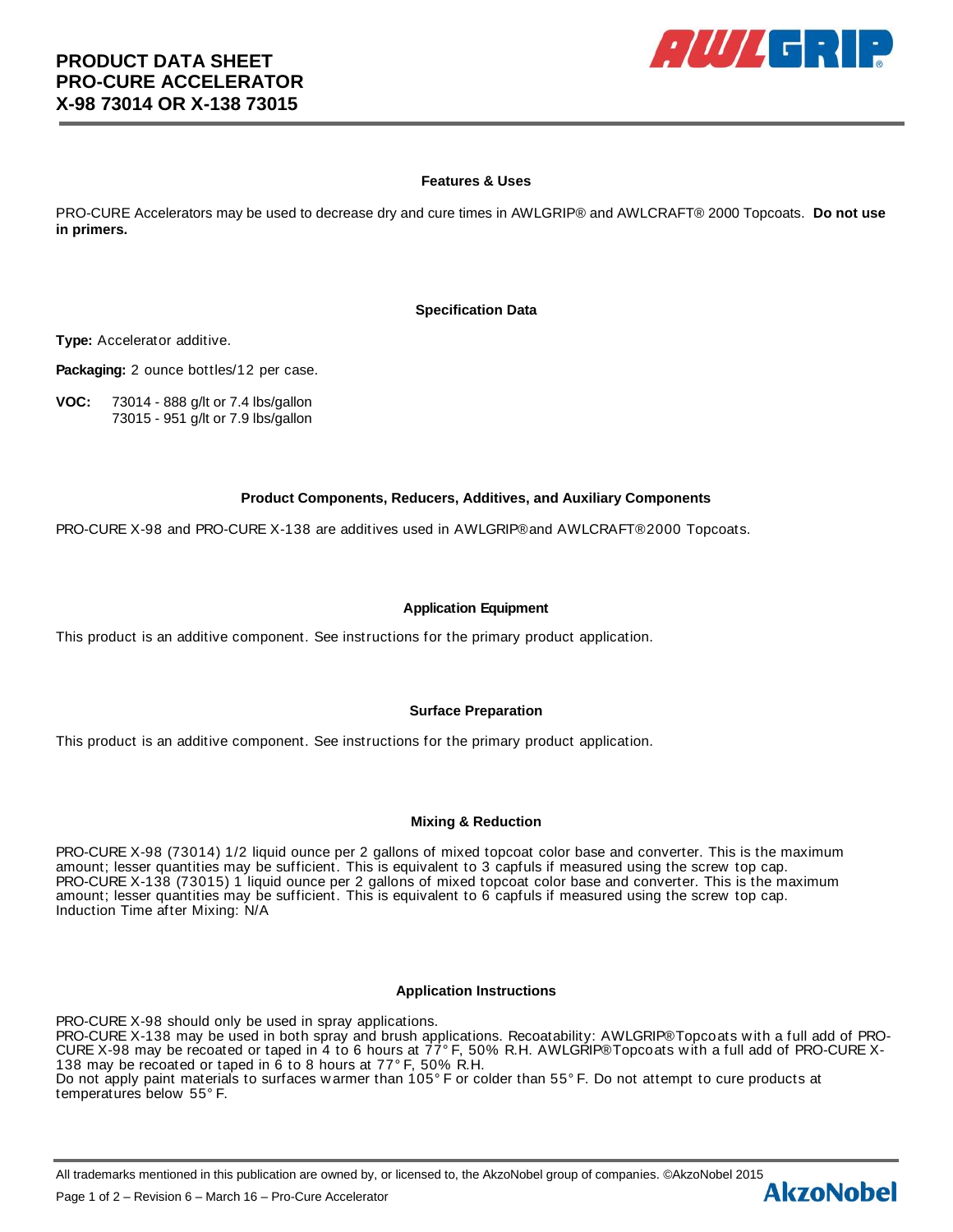# PRODUCT DATA SHEET
# PRO-CURE ACCELERATOR
# X-98 73014 OR X-138 73015

## Features & Uses

PRO-CURE Accelerators may be used to decrease dry and cure times in AWLGRIP® and AWLCRAFT® 2000 Topcoats. **Do not use in primers.**

## Specification Data

**Type:** Accelerator additive.

**Packaging:** 2 ounce bottles/12 per case.

**VOC:** 73014 - 888 g/lt or 7.4 lbs/gallon
73015 - 951 g/lt or 7.9 lbs/gallon

## Product Components, Reducers, Additives, and Auxiliary Components

PRO-CURE X-98 and PRO-CURE X-138 are additives used in AWLGRIP® and AWLCRAFT® 2000 Topcoats.

## Application Equipment

This product is an additive component. See instructions for the primary product application.

## Surface Preparation

This product is an additive component. See instructions for the primary product application.

## Mixing & Reduction

PRO-CURE X-98 (73014) 1/2 liquid ounce per 2 gallons of mixed topcoat color base and converter. This is the maximum amount; lesser quantities may be sufficient. This is equivalent to 3 capfuls if measured using the screw top cap.
PRO-CURE X-138 (73015) 1 liquid ounce per 2 gallons of mixed topcoat color base and converter. This is the maximum amount; lesser quantities may be sufficient. This is equivalent to 6 capfuls if measured using the screw top cap.
Induction Time after Mixing: N/A

## Application Instructions

PRO-CURE X-98 should only be used in spray applications.
PRO-CURE X-138 may be used in both spray and brush applications. Recoatability: AWLGRIP® Topcoats with a full add of PRO-CURE X-98 may be recoated or taped in 4 to 6 hours at 77° F, 50% R.H. AWLGRIP® Topcoats with a full add of PRO-CURE X-138 may be recoated or taped in 6 to 8 hours at 77° F, 50% R.H.
Do not apply paint materials to surfaces warmer than 105° F or colder than 55° F. Do not attempt to cure products at temperatures below 55° F.

All trademarks mentioned in this publication are owned by, or licensed to, the AkzoNobel group of companies. ©AkzoNobel 2015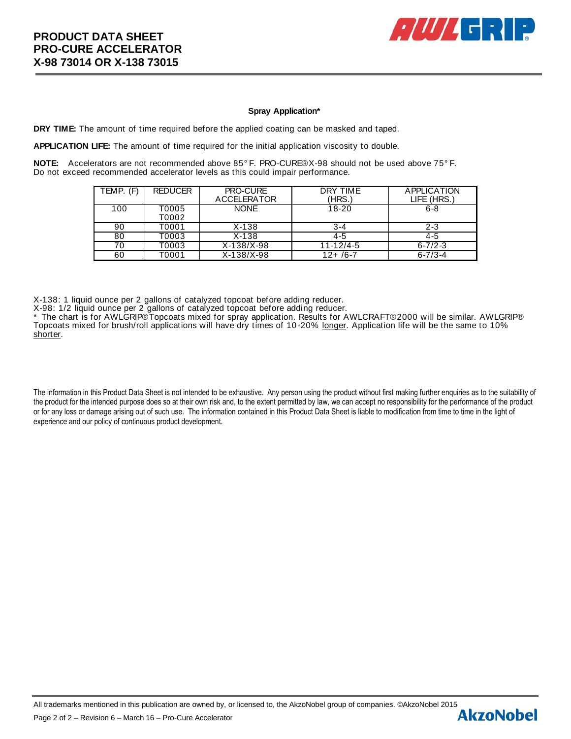# PRODUCT DATA SHEET PRO-CURE ACCELERATOR X-98 73014 OR X-138 73015

**Spray Application***

**DRY TIME:** The amount of time required before the applied coating can be masked and taped.

**APPLICATION LIFE:** The amount of time required for the initial application viscosity to double.

**NOTE:** Accelerators are not recommended above 85° F. PRO-CURE® X-98 should not be used above 75° F. Do not exceed recommended accelerator levels as this could impair performance.

| TEMP. (F) | REDUCER | PRO-CURE ACCELERATOR | DRY TIME (HRS.) | APPLICATION LIFE (HRS.) |
|---|---|---|---|---|
| 100 | T0005 T0002 | NONE | 18-20 | 6-8 |
| 90 | T0001 | X-138 | 3-4 | 2-3 |
| 80 | T0003 | X-138 | 4-5 | 4-5 |
| 70 | T0003 | X-138/X-98 | 11-12/4-5 | 6-7/2-3 |
| 60 | T0001 | X-138/X-98 | 12+ /6-7 | 6-7/3-4 |

X-138: 1 liquid ounce per 2 gallons of catalyzed topcoat before adding reducer.
X-98: 1/2 liquid ounce per 2 gallons of catalyzed topcoat before adding reducer.
* The chart is for AWLGRIP® Topcoats mixed for spray application. Results for AWLCRAFT® 2000 will be similar. AWLGRIP® Topcoats mixed for brush/roll applications will have dry times of 10-20% longer. Application life will be the same to 10% shorter.

The information in this Product Data Sheet is not intended to be exhaustive. Any person using the product without first making further enquiries as to the suitability of the product for the intended purpose does so at their own risk and, to the extent permitted by law, we can accept no responsibility for the performance of the product or for any loss or damage arising out of such use. The information contained in this Product Data Sheet is liable to modification from time to time in the light of experience and our policy of continuous product development.

All trademarks mentioned in this publication are owned by, or licensed to, the AkzoNobel group of companies. ©AkzoNobel 2015